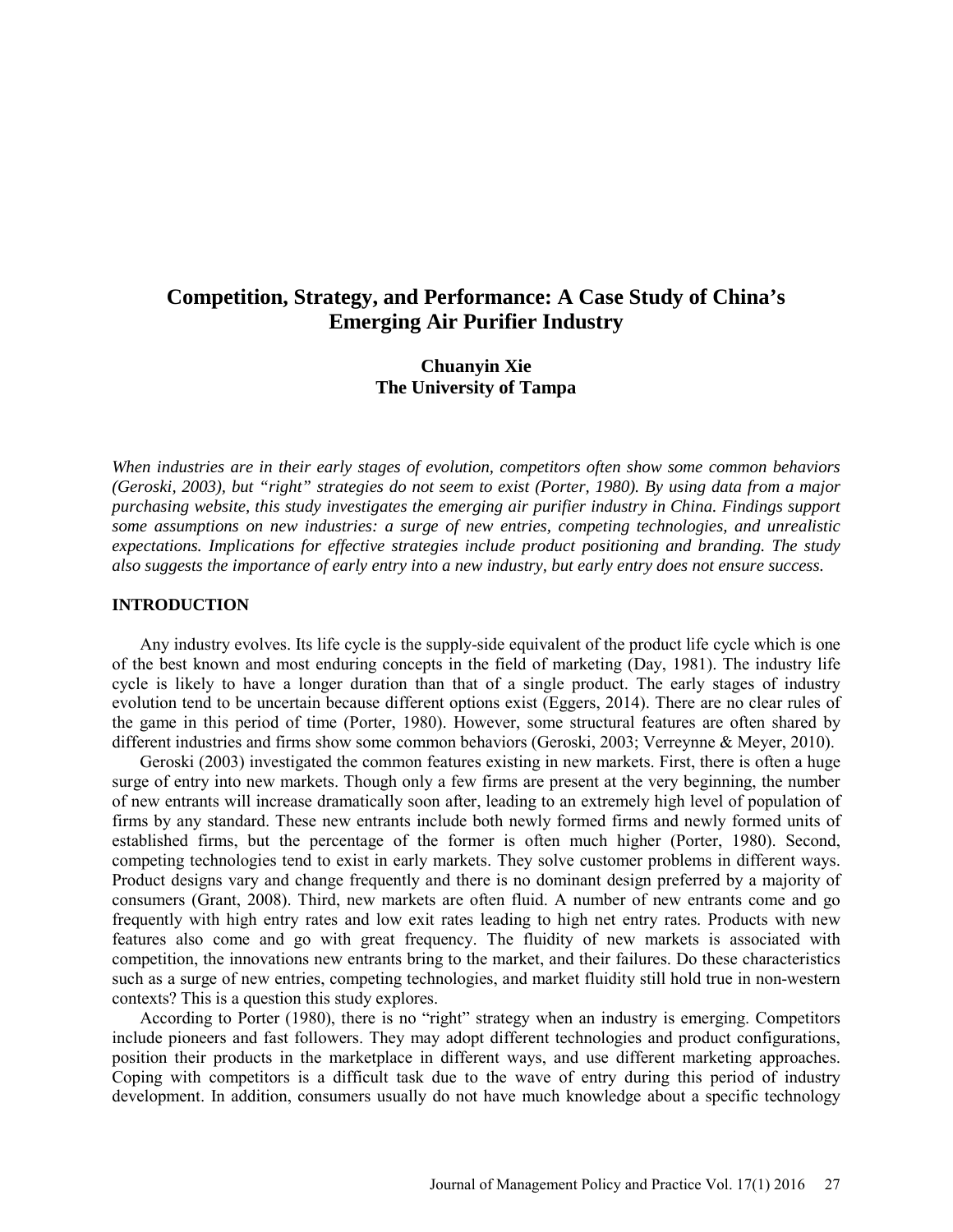# Competition, Strategy, and Performance: A Case Study of China's Emerging Air Purifier Industry

**Chuanyin Xie**
**The University of Tampa**

*When industries are in their early stages of evolution, competitors often show some common behaviors (Geroski, 2003), but "right" strategies do not seem to exist (Porter, 1980). By using data from a major purchasing website, this study investigates the emerging air purifier industry in China. Findings support some assumptions on new industries: a surge of new entries, competing technologies, and unrealistic expectations. Implications for effective strategies include product positioning and branding. The study also suggests the importance of early entry into a new industry, but early entry does not ensure success.*

## INTRODUCTION

Any industry evolves. Its life cycle is the supply-side equivalent of the product life cycle which is one of the best known and most enduring concepts in the field of marketing (Day, 1981). The industry life cycle is likely to have a longer duration than that of a single product. The early stages of industry evolution tend to be uncertain because different options exist (Eggers, 2014). There are no clear rules of the game in this period of time (Porter, 1980). However, some structural features are often shared by different industries and firms show some common behaviors (Geroski, 2003; Verreynne & Meyer, 2010).

Geroski (2003) investigated the common features existing in new markets. First, there is often a huge surge of entry into new markets. Though only a few firms are present at the very beginning, the number of new entrants will increase dramatically soon after, leading to an extremely high level of population of firms by any standard. These new entrants include both newly formed firms and newly formed units of established firms, but the percentage of the former is often much higher (Porter, 1980). Second, competing technologies tend to exist in early markets. They solve customer problems in different ways. Product designs vary and change frequently and there is no dominant design preferred by a majority of consumers (Grant, 2008). Third, new markets are often fluid. A number of new entrants come and go frequently with high entry rates and low exit rates leading to high net entry rates. Products with new features also come and go with great frequency. The fluidity of new markets is associated with competition, the innovations new entrants bring to the market, and their failures. Do these characteristics such as a surge of new entries, competing technologies, and market fluidity still hold true in non-western contexts? This is a question this study explores.

According to Porter (1980), there is no "right" strategy when an industry is emerging. Competitors include pioneers and fast followers. They may adopt different technologies and product configurations, position their products in the marketplace in different ways, and use different marketing approaches. Coping with competitors is a difficult task due to the wave of entry during this period of industry development. In addition, consumers usually do not have much knowledge about a specific technology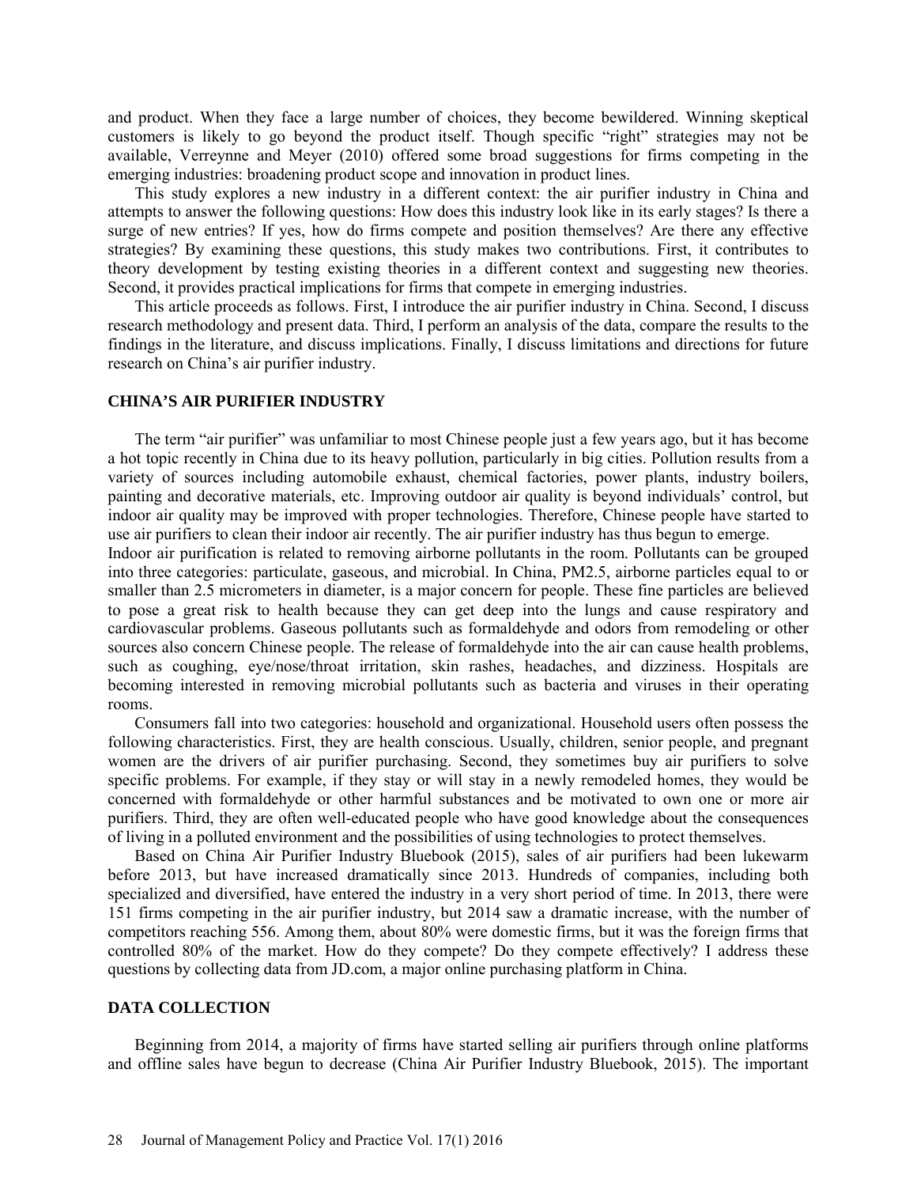and product. When they face a large number of choices, they become bewildered. Winning skeptical customers is likely to go beyond the product itself. Though specific "right" strategies may not be available, Verreynne and Meyer (2010) offered some broad suggestions for firms competing in the emerging industries: broadening product scope and innovation in product lines.

This study explores a new industry in a different context: the air purifier industry in China and attempts to answer the following questions: How does this industry look like in its early stages? Is there a surge of new entries? If yes, how do firms compete and position themselves? Are there any effective strategies? By examining these questions, this study makes two contributions. First, it contributes to theory development by testing existing theories in a different context and suggesting new theories. Second, it provides practical implications for firms that compete in emerging industries.

This article proceeds as follows. First, I introduce the air purifier industry in China. Second, I discuss research methodology and present data. Third, I perform an analysis of the data, compare the results to the findings in the literature, and discuss implications. Finally, I discuss limitations and directions for future research on China's air purifier industry.

## CHINA'S AIR PURIFIER INDUSTRY

The term "air purifier" was unfamiliar to most Chinese people just a few years ago, but it has become a hot topic recently in China due to its heavy pollution, particularly in big cities. Pollution results from a variety of sources including automobile exhaust, chemical factories, power plants, industry boilers, painting and decorative materials, etc. Improving outdoor air quality is beyond individuals' control, but indoor air quality may be improved with proper technologies. Therefore, Chinese people have started to use air purifiers to clean their indoor air recently. The air purifier industry has thus begun to emerge.

Indoor air purification is related to removing airborne pollutants in the room. Pollutants can be grouped into three categories: particulate, gaseous, and microbial. In China, PM2.5, airborne particles equal to or smaller than 2.5 micrometers in diameter, is a major concern for people. These fine particles are believed to pose a great risk to health because they can get deep into the lungs and cause respiratory and cardiovascular problems. Gaseous pollutants such as formaldehyde and odors from remodeling or other sources also concern Chinese people. The release of formaldehyde into the air can cause health problems, such as coughing, eye/nose/throat irritation, skin rashes, headaches, and dizziness. Hospitals are becoming interested in removing microbial pollutants such as bacteria and viruses in their operating rooms.

Consumers fall into two categories: household and organizational. Household users often possess the following characteristics. First, they are health conscious. Usually, children, senior people, and pregnant women are the drivers of air purifier purchasing. Second, they sometimes buy air purifiers to solve specific problems. For example, if they stay or will stay in a newly remodeled homes, they would be concerned with formaldehyde or other harmful substances and be motivated to own one or more air purifiers. Third, they are often well-educated people who have good knowledge about the consequences of living in a polluted environment and the possibilities of using technologies to protect themselves.

Based on China Air Purifier Industry Bluebook (2015), sales of air purifiers had been lukewarm before 2013, but have increased dramatically since 2013. Hundreds of companies, including both specialized and diversified, have entered the industry in a very short period of time. In 2013, there were 151 firms competing in the air purifier industry, but 2014 saw a dramatic increase, with the number of competitors reaching 556. Among them, about 80% were domestic firms, but it was the foreign firms that controlled 80% of the market. How do they compete? Do they compete effectively? I address these questions by collecting data from JD.com, a major online purchasing platform in China.

## DATA COLLECTION

Beginning from 2014, a majority of firms have started selling air purifiers through online platforms and offline sales have begun to decrease (China Air Purifier Industry Bluebook, 2015). The important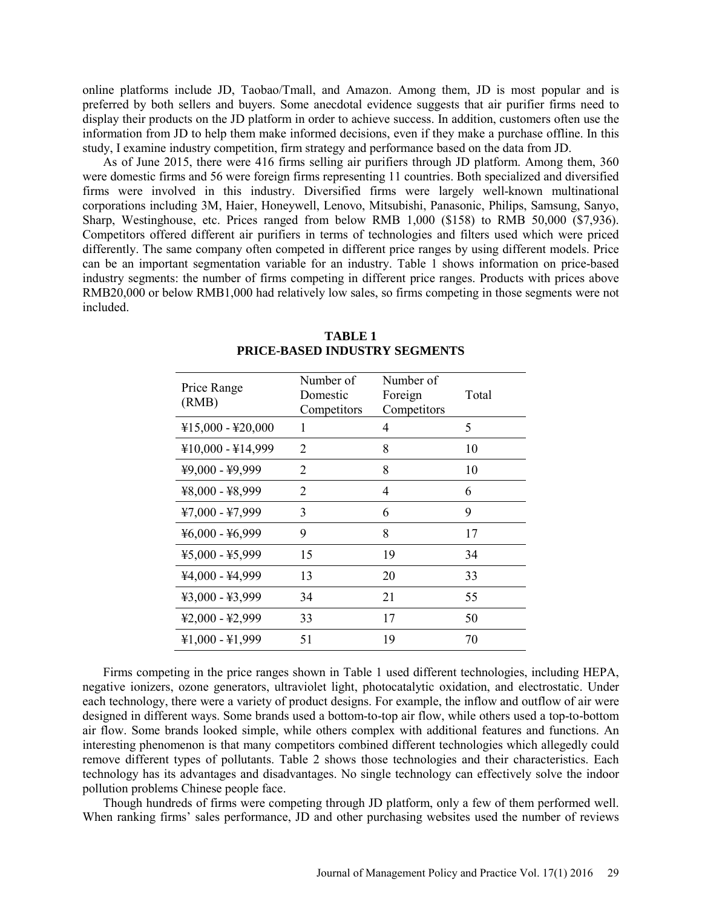online platforms include JD, Taobao/Tmall, and Amazon. Among them, JD is most popular and is preferred by both sellers and buyers. Some anecdotal evidence suggests that air purifier firms need to display their products on the JD platform in order to achieve success. In addition, customers often use the information from JD to help them make informed decisions, even if they make a purchase offline. In this study, I examine industry competition, firm strategy and performance based on the data from JD.

As of June 2015, there were 416 firms selling air purifiers through JD platform. Among them, 360 were domestic firms and 56 were foreign firms representing 11 countries. Both specialized and diversified firms were involved in this industry. Diversified firms were largely well-known multinational corporations including 3M, Haier, Honeywell, Lenovo, Mitsubishi, Panasonic, Philips, Samsung, Sanyo, Sharp, Westinghouse, etc. Prices ranged from below RMB 1,000 ($158) to RMB 50,000 ($7,936). Competitors offered different air purifiers in terms of technologies and filters used which were priced differently. The same company often competed in different price ranges by using different models. Price can be an important segmentation variable for an industry. Table 1 shows information on price-based industry segments: the number of firms competing in different price ranges. Products with prices above RMB20,000 or below RMB1,000 had relatively low sales, so firms competing in those segments were not included.

**TABLE 1**
**PRICE-BASED INDUSTRY SEGMENTS**

| Price Range (RMB) | Number of Domestic Competitors | Number of Foreign Competitors | Total |
|---|---|---|---|
| ¥15,000 - ¥20,000 | 1 | 4 | 5 |
| ¥10,000 - ¥14,999 | 2 | 8 | 10 |
| ¥9,000 - ¥9,999 | 2 | 8 | 10 |
| ¥8,000 - ¥8,999 | 2 | 4 | 6 |
| ¥7,000 - ¥7,999 | 3 | 6 | 9 |
| ¥6,000 - ¥6,999 | 9 | 8 | 17 |
| ¥5,000 - ¥5,999 | 15 | 19 | 34 |
| ¥4,000 - ¥4,999 | 13 | 20 | 33 |
| ¥3,000 - ¥3,999 | 34 | 21 | 55 |
| ¥2,000 - ¥2,999 | 33 | 17 | 50 |
| ¥1,000 - ¥1,999 | 51 | 19 | 70 |

Firms competing in the price ranges shown in Table 1 used different technologies, including HEPA, negative ionizers, ozone generators, ultraviolet light, photocatalytic oxidation, and electrostatic. Under each technology, there were a variety of product designs. For example, the inflow and outflow of air were designed in different ways. Some brands used a bottom-to-top air flow, while others used a top-to-bottom air flow. Some brands looked simple, while others complex with additional features and functions. An interesting phenomenon is that many competitors combined different technologies which allegedly could remove different types of pollutants. Table 2 shows those technologies and their characteristics. Each technology has its advantages and disadvantages. No single technology can effectively solve the indoor pollution problems Chinese people face.

Though hundreds of firms were competing through JD platform, only a few of them performed well. When ranking firms' sales performance, JD and other purchasing websites used the number of reviews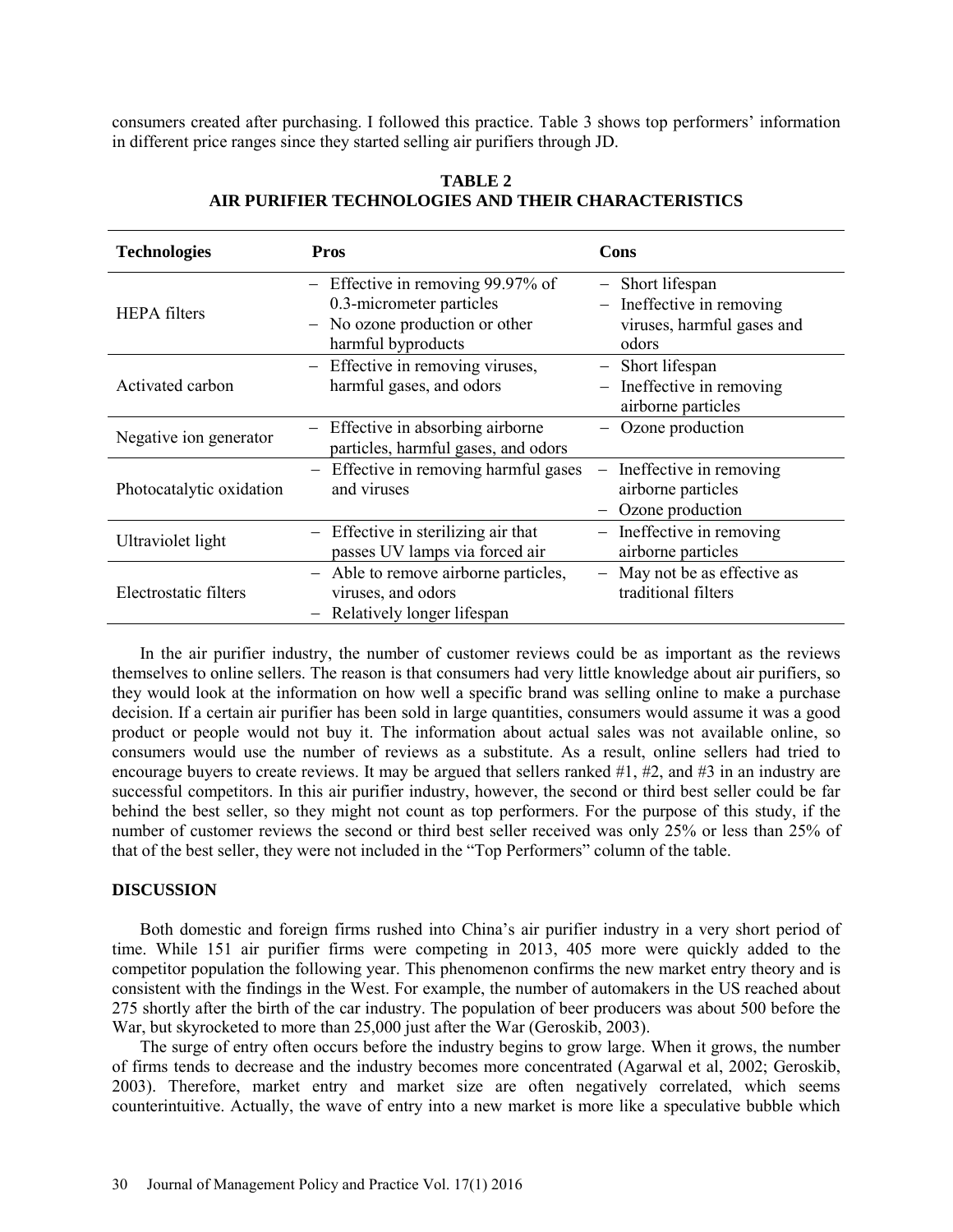consumers created after purchasing. I followed this practice. Table 3 shows top performers' information in different price ranges since they started selling air purifiers through JD.

**TABLE 2**
**AIR PURIFIER TECHNOLOGIES AND THEIR CHARACTERISTICS**

| Technologies | Pros | Cons |
|---|---|---|
| HEPA filters | – Effective in removing 99.97% of 0.3-micrometer particles<br>– No ozone production or other harmful byproducts | – Short lifespan<br>– Ineffective in removing viruses, harmful gases and odors |
| Activated carbon | – Effective in removing viruses, harmful gases, and odors | – Short lifespan<br>– Ineffective in removing airborne particles |
| Negative ion generator | – Effective in absorbing airborne particles, harmful gases, and odors | – Ozone production |
| Photocatalytic oxidation | – Effective in removing harmful gases and viruses | – Ineffective in removing airborne particles<br>– Ozone production |
| Ultraviolet light | – Effective in sterilizing air that passes UV lamps via forced air | – Ineffective in removing airborne particles |
| Electrostatic filters | – Able to remove airborne particles, viruses, and odors<br>– Relatively longer lifespan | – May not be as effective as traditional filters |

In the air purifier industry, the number of customer reviews could be as important as the reviews themselves to online sellers. The reason is that consumers had very little knowledge about air purifiers, so they would look at the information on how well a specific brand was selling online to make a purchase decision. If a certain air purifier has been sold in large quantities, consumers would assume it was a good product or people would not buy it. The information about actual sales was not available online, so consumers would use the number of reviews as a substitute. As a result, online sellers had tried to encourage buyers to create reviews. It may be argued that sellers ranked #1, #2, and #3 in an industry are successful competitors. In this air purifier industry, however, the second or third best seller could be far behind the best seller, so they might not count as top performers. For the purpose of this study, if the number of customer reviews the second or third best seller received was only 25% or less than 25% of that of the best seller, they were not included in the "Top Performers" column of the table.

## DISCUSSION

Both domestic and foreign firms rushed into China's air purifier industry in a very short period of time. While 151 air purifier firms were competing in 2013, 405 more were quickly added to the competitor population the following year. This phenomenon confirms the new market entry theory and is consistent with the findings in the West. For example, the number of automakers in the US reached about 275 shortly after the birth of the car industry. The population of beer producers was about 500 before the War, but skyrocketed to more than 25,000 just after the War (Geroskib, 2003).

The surge of entry often occurs before the industry begins to grow large. When it grows, the number of firms tends to decrease and the industry becomes more concentrated (Agarwal et al, 2002; Geroskib, 2003). Therefore, market entry and market size are often negatively correlated, which seems counterintuitive. Actually, the wave of entry into a new market is more like a speculative bubble which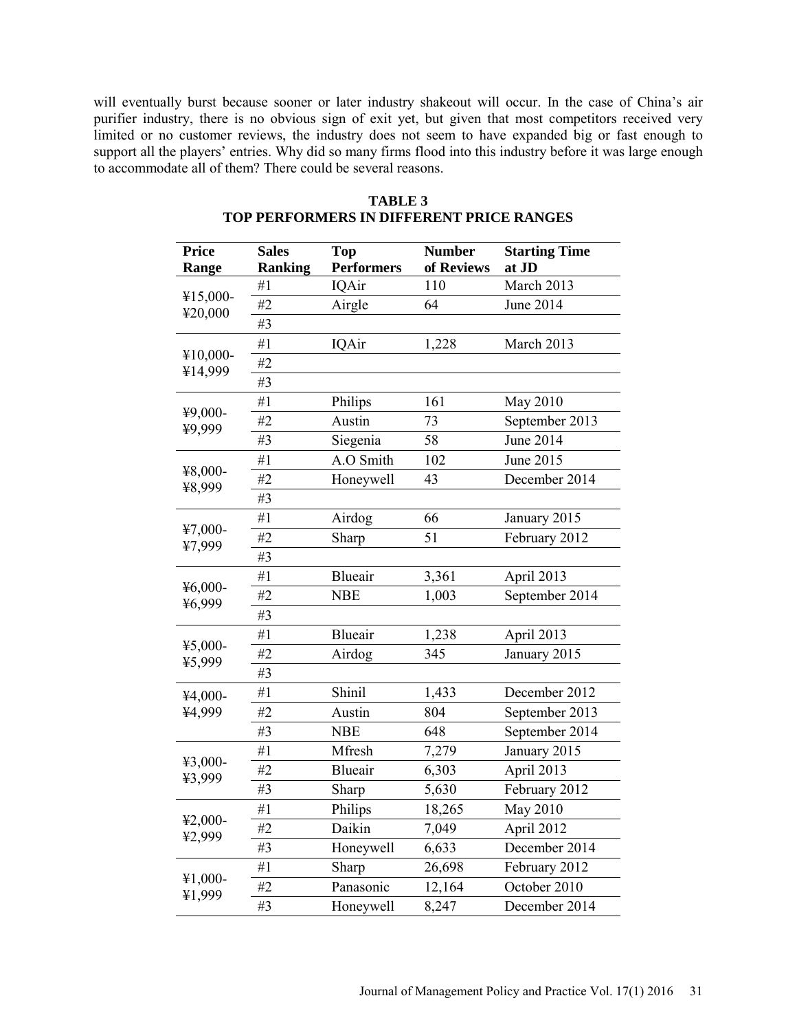will eventually burst because sooner or later industry shakeout will occur. In the case of China's air purifier industry, there is no obvious sign of exit yet, but given that most competitors received very limited or no customer reviews, the industry does not seem to have expanded big or fast enough to support all the players' entries. Why did so many firms flood into this industry before it was large enough to accommodate all of them? There could be several reasons.

**TABLE 3**
**TOP PERFORMERS IN DIFFERENT PRICE RANGES**

| Price Range | Sales Ranking | Top Performers | Number of Reviews | Starting Time at JD |
|---|---|---|---|---|
| ¥15,000-¥20,000 | #1 | IQAir | 110 | March 2013 |
| | #2 | Airgle | 64 | June 2014 |
| | #3 | | | |
| ¥10,000-¥14,999 | #1 | IQAir | 1,228 | March 2013 |
| | #2 | | | |
| | #3 | | | |
| ¥9,000-¥9,999 | #1 | Philips | 161 | May 2010 |
| | #2 | Austin | 73 | September 2013 |
| | #3 | Siegenia | 58 | June 2014 |
| ¥8,000-¥8,999 | #1 | A.O Smith | 102 | June 2015 |
| | #2 | Honeywell | 43 | December 2014 |
| | #3 | | | |
| ¥7,000-¥7,999 | #1 | Airdog | 66 | January 2015 |
| | #2 | Sharp | 51 | February 2012 |
| | #3 | | | |
| ¥6,000-¥6,999 | #1 | Blueair | 3,361 | April 2013 |
| | #2 | NBE | 1,003 | September 2014 |
| | #3 | | | |
| ¥5,000-¥5,999 | #1 | Blueair | 1,238 | April 2013 |
| | #2 | Airdog | 345 | January 2015 |
| | #3 | | | |
| ¥4,000-¥4,999 | #1 | Shinil | 1,433 | December 2012 |
| | #2 | Austin | 804 | September 2013 |
| | #3 | NBE | 648 | September 2014 |
| ¥3,000-¥3,999 | #1 | Mfresh | 7,279 | January 2015 |
| | #2 | Blueair | 6,303 | April 2013 |
| | #3 | Sharp | 5,630 | February 2012 |
| ¥2,000-¥2,999 | #1 | Philips | 18,265 | May 2010 |
| | #2 | Daikin | 7,049 | April 2012 |
| | #3 | Honeywell | 6,633 | December 2014 |
| ¥1,000-¥1,999 | #1 | Sharp | 26,698 | February 2012 |
| | #2 | Panasonic | 12,164 | October 2010 |
| | #3 | Honeywell | 8,247 | December 2014 |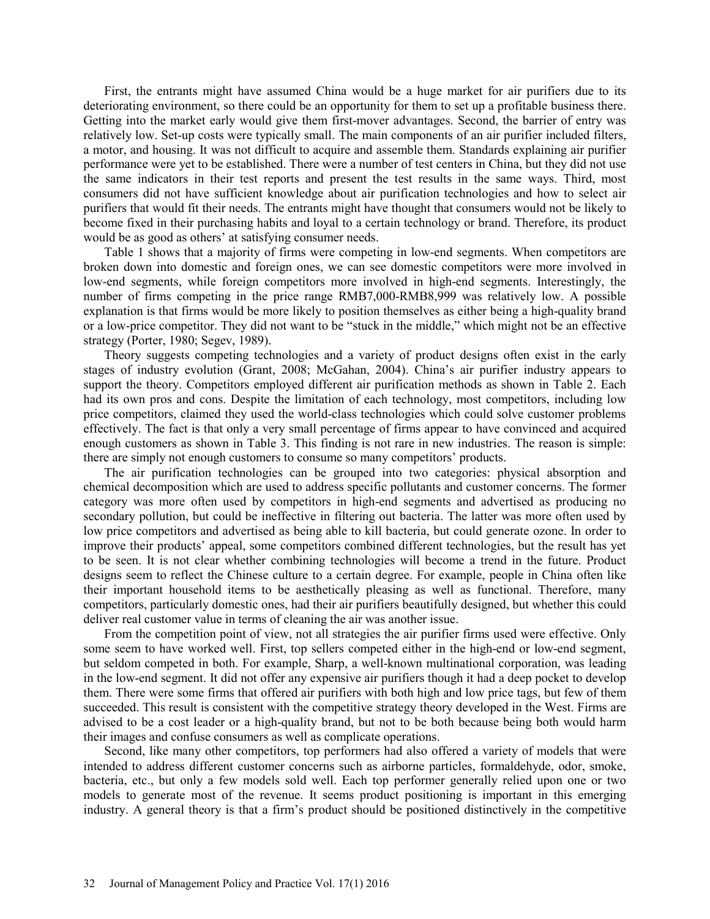First, the entrants might have assumed China would be a huge market for air purifiers due to its deteriorating environment, so there could be an opportunity for them to set up a profitable business there. Getting into the market early would give them first-mover advantages. Second, the barrier of entry was relatively low. Set-up costs were typically small. The main components of an air purifier included filters, a motor, and housing. It was not difficult to acquire and assemble them. Standards explaining air purifier performance were yet to be established. There were a number of test centers in China, but they did not use the same indicators in their test reports and present the test results in the same ways. Third, most consumers did not have sufficient knowledge about air purification technologies and how to select air purifiers that would fit their needs. The entrants might have thought that consumers would not be likely to become fixed in their purchasing habits and loyal to a certain technology or brand. Therefore, its product would be as good as others' at satisfying consumer needs.

Table 1 shows that a majority of firms were competing in low-end segments. When competitors are broken down into domestic and foreign ones, we can see domestic competitors were more involved in low-end segments, while foreign competitors more involved in high-end segments. Interestingly, the number of firms competing in the price range RMB7,000-RMB8,999 was relatively low. A possible explanation is that firms would be more likely to position themselves as either being a high-quality brand or a low-price competitor. They did not want to be "stuck in the middle," which might not be an effective strategy (Porter, 1980; Segev, 1989).

Theory suggests competing technologies and a variety of product designs often exist in the early stages of industry evolution (Grant, 2008; McGahan, 2004). China's air purifier industry appears to support the theory. Competitors employed different air purification methods as shown in Table 2. Each had its own pros and cons. Despite the limitation of each technology, most competitors, including low price competitors, claimed they used the world-class technologies which could solve customer problems effectively. The fact is that only a very small percentage of firms appear to have convinced and acquired enough customers as shown in Table 3. This finding is not rare in new industries. The reason is simple: there are simply not enough customers to consume so many competitors' products.

The air purification technologies can be grouped into two categories: physical absorption and chemical decomposition which are used to address specific pollutants and customer concerns. The former category was more often used by competitors in high-end segments and advertised as producing no secondary pollution, but could be ineffective in filtering out bacteria. The latter was more often used by low price competitors and advertised as being able to kill bacteria, but could generate ozone. In order to improve their products' appeal, some competitors combined different technologies, but the result has yet to be seen. It is not clear whether combining technologies will become a trend in the future. Product designs seem to reflect the Chinese culture to a certain degree. For example, people in China often like their important household items to be aesthetically pleasing as well as functional. Therefore, many competitors, particularly domestic ones, had their air purifiers beautifully designed, but whether this could deliver real customer value in terms of cleaning the air was another issue.

From the competition point of view, not all strategies the air purifier firms used were effective. Only some seem to have worked well. First, top sellers competed either in the high-end or low-end segment, but seldom competed in both. For example, Sharp, a well-known multinational corporation, was leading in the low-end segment. It did not offer any expensive air purifiers though it had a deep pocket to develop them. There were some firms that offered air purifiers with both high and low price tags, but few of them succeeded. This result is consistent with the competitive strategy theory developed in the West. Firms are advised to be a cost leader or a high-quality brand, but not to be both because being both would harm their images and confuse consumers as well as complicate operations.

Second, like many other competitors, top performers had also offered a variety of models that were intended to address different customer concerns such as airborne particles, formaldehyde, odor, smoke, bacteria, etc., but only a few models sold well. Each top performer generally relied upon one or two models to generate most of the revenue. It seems product positioning is important in this emerging industry. A general theory is that a firm's product should be positioned distinctively in the competitive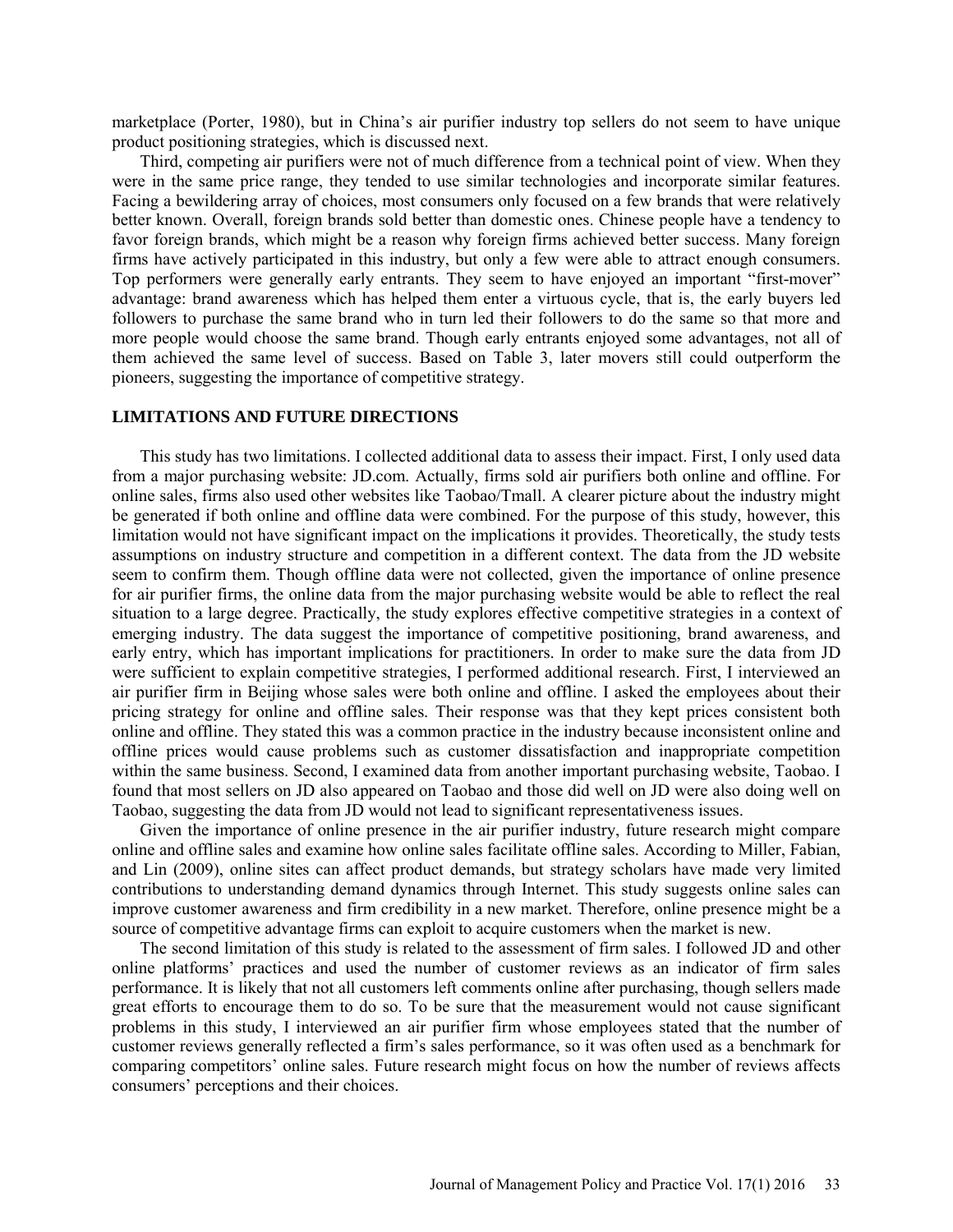marketplace (Porter, 1980), but in China's air purifier industry top sellers do not seem to have unique product positioning strategies, which is discussed next.

Third, competing air purifiers were not of much difference from a technical point of view. When they were in the same price range, they tended to use similar technologies and incorporate similar features. Facing a bewildering array of choices, most consumers only focused on a few brands that were relatively better known. Overall, foreign brands sold better than domestic ones. Chinese people have a tendency to favor foreign brands, which might be a reason why foreign firms achieved better success. Many foreign firms have actively participated in this industry, but only a few were able to attract enough consumers. Top performers were generally early entrants. They seem to have enjoyed an important "first-mover" advantage: brand awareness which has helped them enter a virtuous cycle, that is, the early buyers led followers to purchase the same brand who in turn led their followers to do the same so that more and more people would choose the same brand. Though early entrants enjoyed some advantages, not all of them achieved the same level of success. Based on Table 3, later movers still could outperform the pioneers, suggesting the importance of competitive strategy.

## LIMITATIONS AND FUTURE DIRECTIONS

This study has two limitations. I collected additional data to assess their impact. First, I only used data from a major purchasing website: JD.com. Actually, firms sold air purifiers both online and offline. For online sales, firms also used other websites like Taobao/Tmall. A clearer picture about the industry might be generated if both online and offline data were combined. For the purpose of this study, however, this limitation would not have significant impact on the implications it provides. Theoretically, the study tests assumptions on industry structure and competition in a different context. The data from the JD website seem to confirm them. Though offline data were not collected, given the importance of online presence for air purifier firms, the online data from the major purchasing website would be able to reflect the real situation to a large degree. Practically, the study explores effective competitive strategies in a context of emerging industry. The data suggest the importance of competitive positioning, brand awareness, and early entry, which has important implications for practitioners. In order to make sure the data from JD were sufficient to explain competitive strategies, I performed additional research. First, I interviewed an air purifier firm in Beijing whose sales were both online and offline. I asked the employees about their pricing strategy for online and offline sales. Their response was that they kept prices consistent both online and offline. They stated this was a common practice in the industry because inconsistent online and offline prices would cause problems such as customer dissatisfaction and inappropriate competition within the same business. Second, I examined data from another important purchasing website, Taobao. I found that most sellers on JD also appeared on Taobao and those did well on JD were also doing well on Taobao, suggesting the data from JD would not lead to significant representativeness issues.

Given the importance of online presence in the air purifier industry, future research might compare online and offline sales and examine how online sales facilitate offline sales. According to Miller, Fabian, and Lin (2009), online sites can affect product demands, but strategy scholars have made very limited contributions to understanding demand dynamics through Internet. This study suggests online sales can improve customer awareness and firm credibility in a new market. Therefore, online presence might be a source of competitive advantage firms can exploit to acquire customers when the market is new.

The second limitation of this study is related to the assessment of firm sales. I followed JD and other online platforms' practices and used the number of customer reviews as an indicator of firm sales performance. It is likely that not all customers left comments online after purchasing, though sellers made great efforts to encourage them to do so. To be sure that the measurement would not cause significant problems in this study, I interviewed an air purifier firm whose employees stated that the number of customer reviews generally reflected a firm's sales performance, so it was often used as a benchmark for comparing competitors' online sales. Future research might focus on how the number of reviews affects consumers' perceptions and their choices.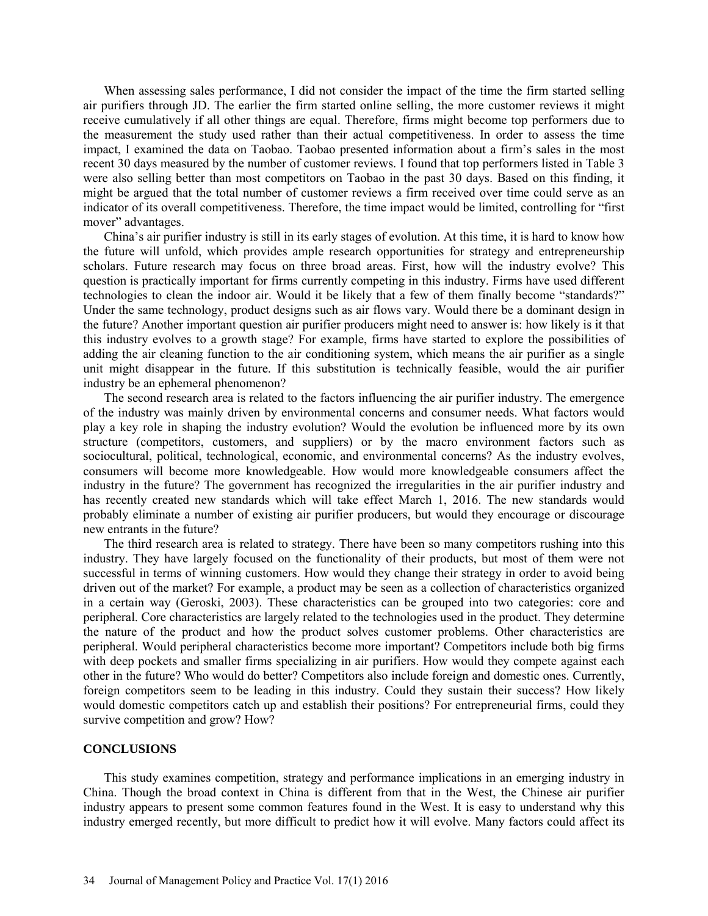When assessing sales performance, I did not consider the impact of the time the firm started selling air purifiers through JD. The earlier the firm started online selling, the more customer reviews it might receive cumulatively if all other things are equal. Therefore, firms might become top performers due to the measurement the study used rather than their actual competitiveness. In order to assess the time impact, I examined the data on Taobao. Taobao presented information about a firm's sales in the most recent 30 days measured by the number of customer reviews. I found that top performers listed in Table 3 were also selling better than most competitors on Taobao in the past 30 days. Based on this finding, it might be argued that the total number of customer reviews a firm received over time could serve as an indicator of its overall competitiveness. Therefore, the time impact would be limited, controlling for "first mover" advantages.

China's air purifier industry is still in its early stages of evolution. At this time, it is hard to know how the future will unfold, which provides ample research opportunities for strategy and entrepreneurship scholars. Future research may focus on three broad areas. First, how will the industry evolve? This question is practically important for firms currently competing in this industry. Firms have used different technologies to clean the indoor air. Would it be likely that a few of them finally become "standards?" Under the same technology, product designs such as air flows vary. Would there be a dominant design in the future? Another important question air purifier producers might need to answer is: how likely is it that this industry evolves to a growth stage? For example, firms have started to explore the possibilities of adding the air cleaning function to the air conditioning system, which means the air purifier as a single unit might disappear in the future. If this substitution is technically feasible, would the air purifier industry be an ephemeral phenomenon?

The second research area is related to the factors influencing the air purifier industry. The emergence of the industry was mainly driven by environmental concerns and consumer needs. What factors would play a key role in shaping the industry evolution? Would the evolution be influenced more by its own structure (competitors, customers, and suppliers) or by the macro environment factors such as sociocultural, political, technological, economic, and environmental concerns? As the industry evolves, consumers will become more knowledgeable. How would more knowledgeable consumers affect the industry in the future? The government has recognized the irregularities in the air purifier industry and has recently created new standards which will take effect March 1, 2016. The new standards would probably eliminate a number of existing air purifier producers, but would they encourage or discourage new entrants in the future?

The third research area is related to strategy. There have been so many competitors rushing into this industry. They have largely focused on the functionality of their products, but most of them were not successful in terms of winning customers. How would they change their strategy in order to avoid being driven out of the market? For example, a product may be seen as a collection of characteristics organized in a certain way (Geroski, 2003). These characteristics can be grouped into two categories: core and peripheral. Core characteristics are largely related to the technologies used in the product. They determine the nature of the product and how the product solves customer problems. Other characteristics are peripheral. Would peripheral characteristics become more important? Competitors include both big firms with deep pockets and smaller firms specializing in air purifiers. How would they compete against each other in the future? Who would do better? Competitors also include foreign and domestic ones. Currently, foreign competitors seem to be leading in this industry. Could they sustain their success? How likely would domestic competitors catch up and establish their positions? For entrepreneurial firms, could they survive competition and grow? How?

## CONCLUSIONS

This study examines competition, strategy and performance implications in an emerging industry in China. Though the broad context in China is different from that in the West, the Chinese air purifier industry appears to present some common features found in the West. It is easy to understand why this industry emerged recently, but more difficult to predict how it will evolve. Many factors could affect its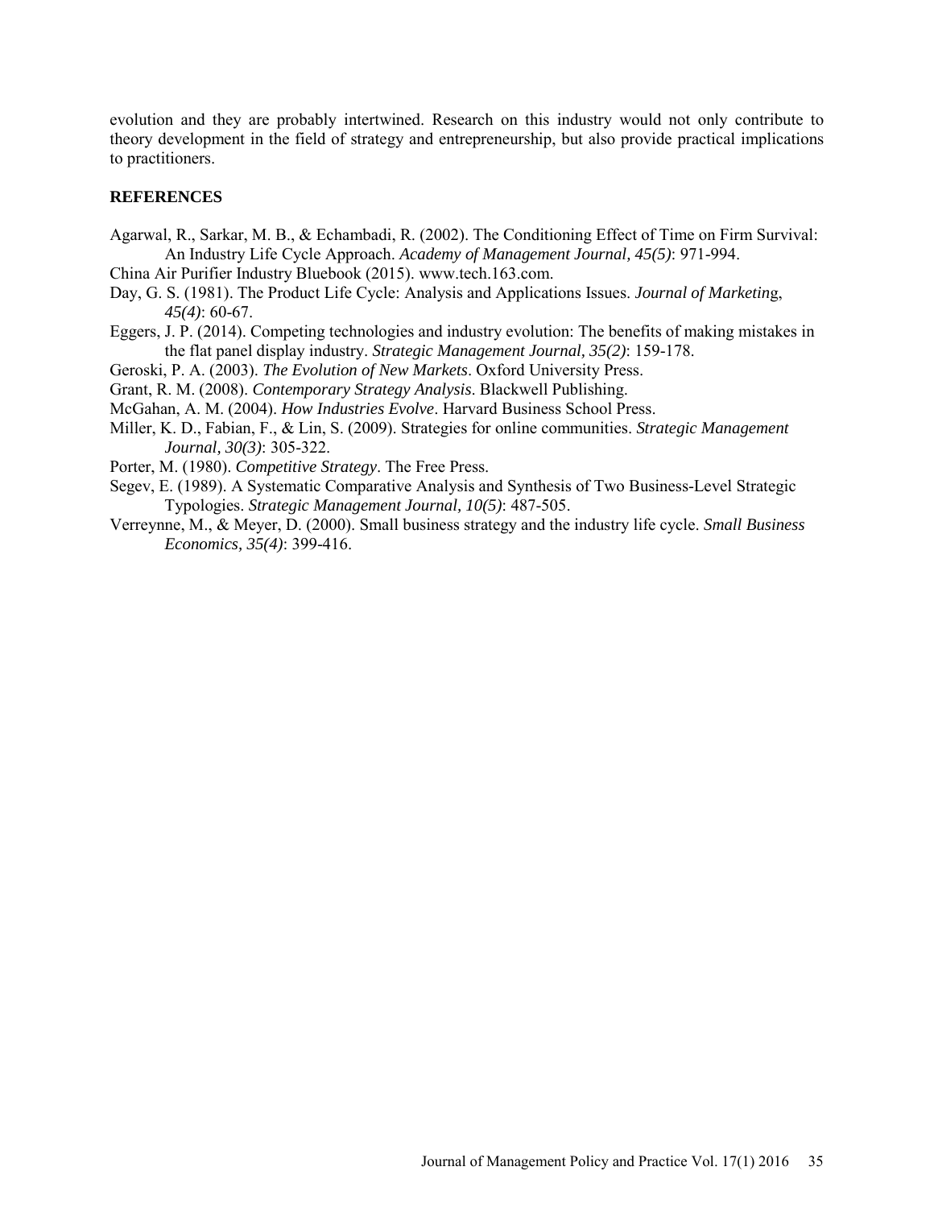evolution and they are probably intertwined. Research on this industry would not only contribute to theory development in the field of strategy and entrepreneurship, but also provide practical implications to practitioners.

## REFERENCES

Agarwal, R., Sarkar, M. B., & Echambadi, R. (2002). The Conditioning Effect of Time on Firm Survival: An Industry Life Cycle Approach. *Academy of Management Journal, 45(5)*: 971-994.

China Air Purifier Industry Bluebook (2015). www.tech.163.com.

Day, G. S. (1981). The Product Life Cycle: Analysis and Applications Issues. *Journal of Marketing*, *45(4)*: 60-67.

Eggers, J. P. (2014). Competing technologies and industry evolution: The benefits of making mistakes in the flat panel display industry. *Strategic Management Journal, 35(2)*: 159-178.

Geroski, P. A. (2003). *The Evolution of New Markets*. Oxford University Press.

Grant, R. M. (2008). *Contemporary Strategy Analysis*. Blackwell Publishing.

McGahan, A. M. (2004). *How Industries Evolve*. Harvard Business School Press.

Miller, K. D., Fabian, F., & Lin, S. (2009). Strategies for online communities. *Strategic Management Journal, 30(3)*: 305-322.

Porter, M. (1980). *Competitive Strategy*. The Free Press.

Segev, E. (1989). A Systematic Comparative Analysis and Synthesis of Two Business-Level Strategic Typologies. *Strategic Management Journal, 10(5)*: 487-505.

Verreynne, M., & Meyer, D. (2000). Small business strategy and the industry life cycle. *Small Business Economics, 35(4)*: 399-416.